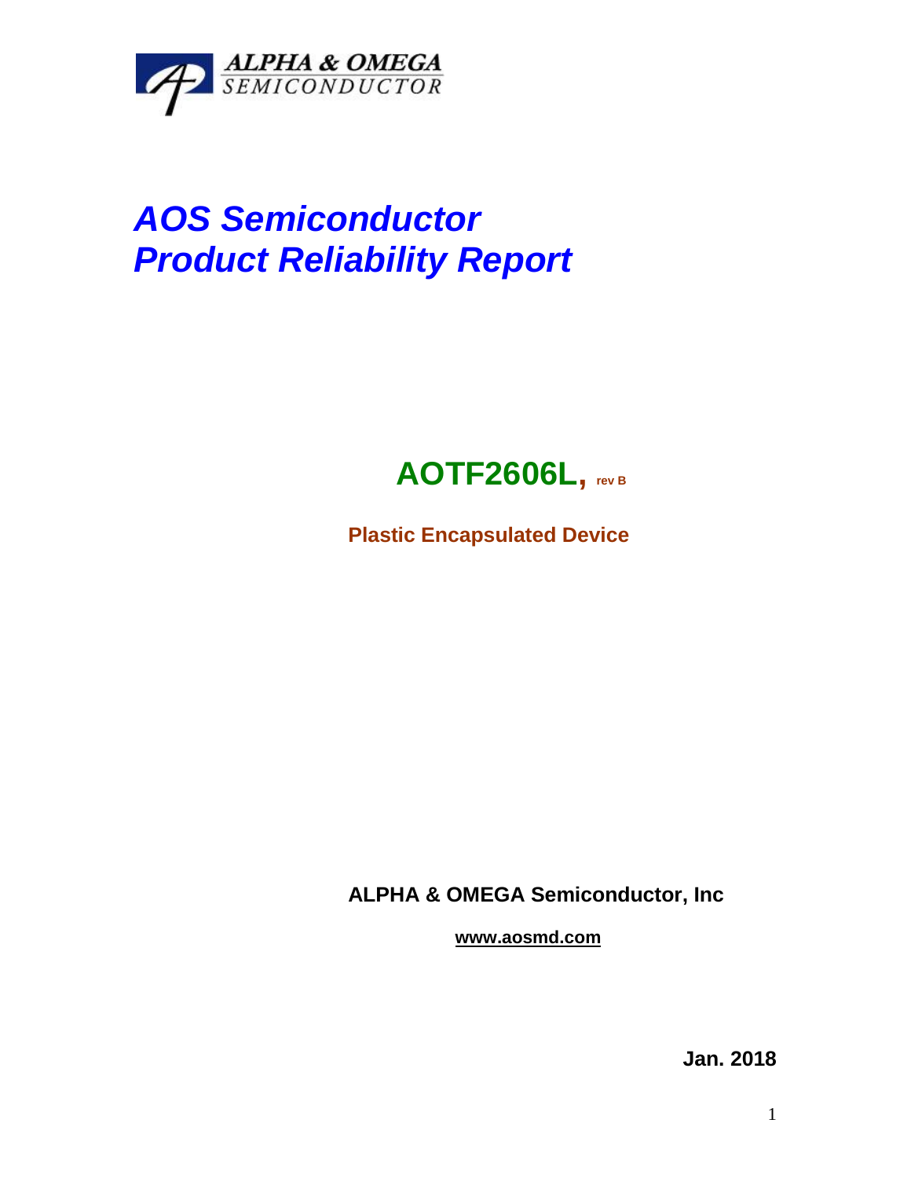ALPHA & OMEGA
SEMICONDUCTOR

# *AOS Semiconductor*
# *Product Reliability Report*

## AOTF2606L, rev B

**Plastic Encapsulated Device**

**ALPHA & OMEGA Semiconductor, Inc**

**www.aosmd.com**

**Jan. 2018**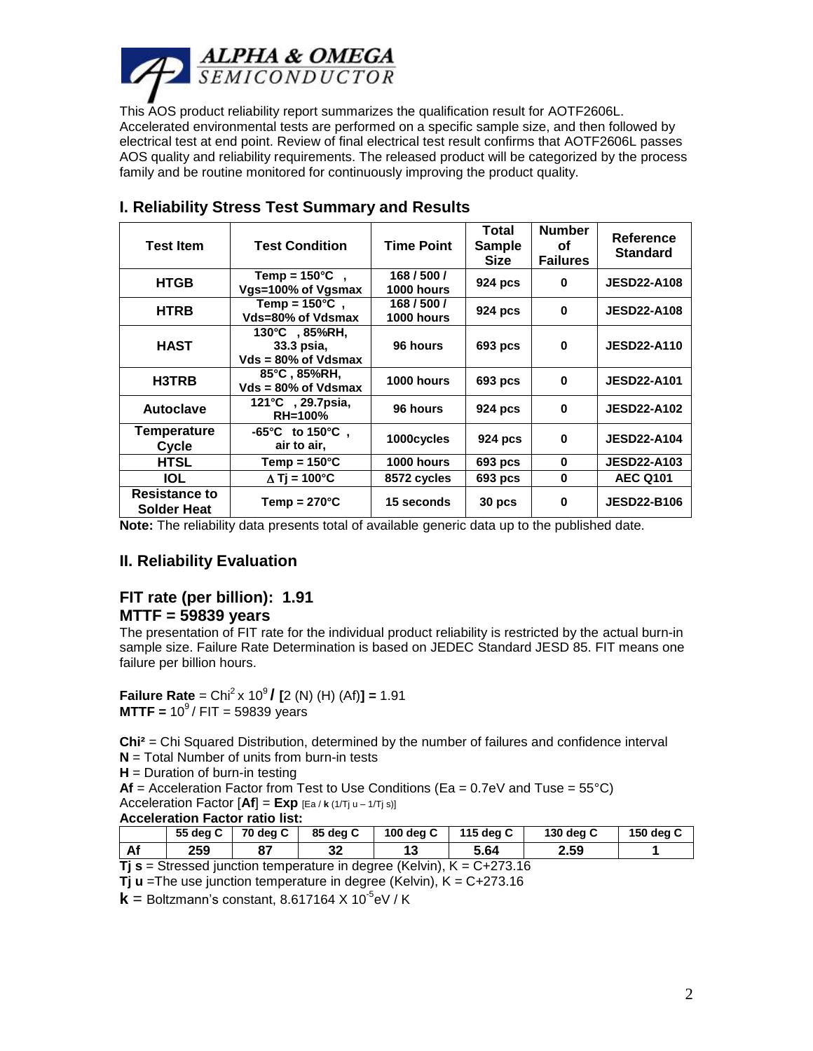**ALPHA & OMEGA SEMICONDUCTOR**

This AOS product reliability report summarizes the qualification result for AOTF2606L. Accelerated environmental tests are performed on a specific sample size, and then followed by electrical test at end point. Review of final electrical test result confirms that AOTF2606L passes AOS quality and reliability requirements. The released product will be categorized by the process family and be routine monitored for continuously improving the product quality.

## I. Reliability Stress Test Summary and Results

| Test Item | Test Condition | Time Point | Total Sample Size | Number of Failures | Reference Standard |
|---|---|---|---|---|---|
| HTGB | Temp = 150°C , Vgs=100% of Vgsmax | 168 / 500 / 1000 hours | 924 pcs | 0 | JESD22-A108 |
| HTRB | Temp = 150°C , Vds=80% of Vdsmax | 168 / 500 / 1000 hours | 924 pcs | 0 | JESD22-A108 |
| HAST | 130°C , 85%RH, 33.3 psia, Vds = 80% of Vdsmax | 96 hours | 693 pcs | 0 | JESD22-A110 |
| H3TRB | 85°C , 85%RH, Vds = 80% of Vdsmax | 1000 hours | 693 pcs | 0 | JESD22-A101 |
| Autoclave | 121°C , 29.7psia, RH=100% | 96 hours | 924 pcs | 0 | JESD22-A102 |
| Temperature Cycle | -65°C to 150°C , air to air, | 1000cycles | 924 pcs | 0 | JESD22-A104 |
| HTSL | Temp = 150°C | 1000 hours | 693 pcs | 0 | JESD22-A103 |
| IOL | $\Delta$ Tj = 100°C | 8572 cycles | 693 pcs | 0 | AEC Q101 |
| Resistance to Solder Heat | Temp = 270°C | 15 seconds | 30 pcs | 0 | JESD22-B106 |

**Note:** The reliability data presents total of available generic data up to the published date.

## II. Reliability Evaluation

### FIT rate (per billion): 1.91
### MTTF = 59839 years

The presentation of FIT rate for the individual product reliability is restricted by the actual burn-in sample size. Failure Rate Determination is based on JEDEC Standard JESD 85. FIT means one failure per billion hours.

**Failure Rate** = $Chi^2 \times 10^9$ **/ [**2 (N) (H) (Af)**] =** 1.91
**MTTF =** $10^9$ / FIT = 59839 years

**Chi²** = Chi Squared Distribution, determined by the number of failures and confidence interval
**N** = Total Number of units from burn-in tests
**H** = Duration of burn-in testing
**Af** = Acceleration Factor from Test to Use Conditions (Ea = 0.7eV and Tuse = 55°C)
Acceleration Factor [**Af**] = **Exp** [Ea / **k** (1/Tj u – 1/Tj s)]

**Acceleration Factor ratio list:**

| | 55 deg C | 70 deg C | 85 deg C | 100 deg C | 115 deg C | 130 deg C | 150 deg C |
|---|---|---|---|---|---|---|---|
| Af | 259 | 87 | 32 | 13 | 5.64 | 2.59 | 1 |

**Tj s** = Stressed junction temperature in degree (Kelvin), K = C+273.16
**Tj u** =The use junction temperature in degree (Kelvin), K = C+273.16
**k** = Boltzmann's constant, $8.617164 \times 10^{-5}$eV / K